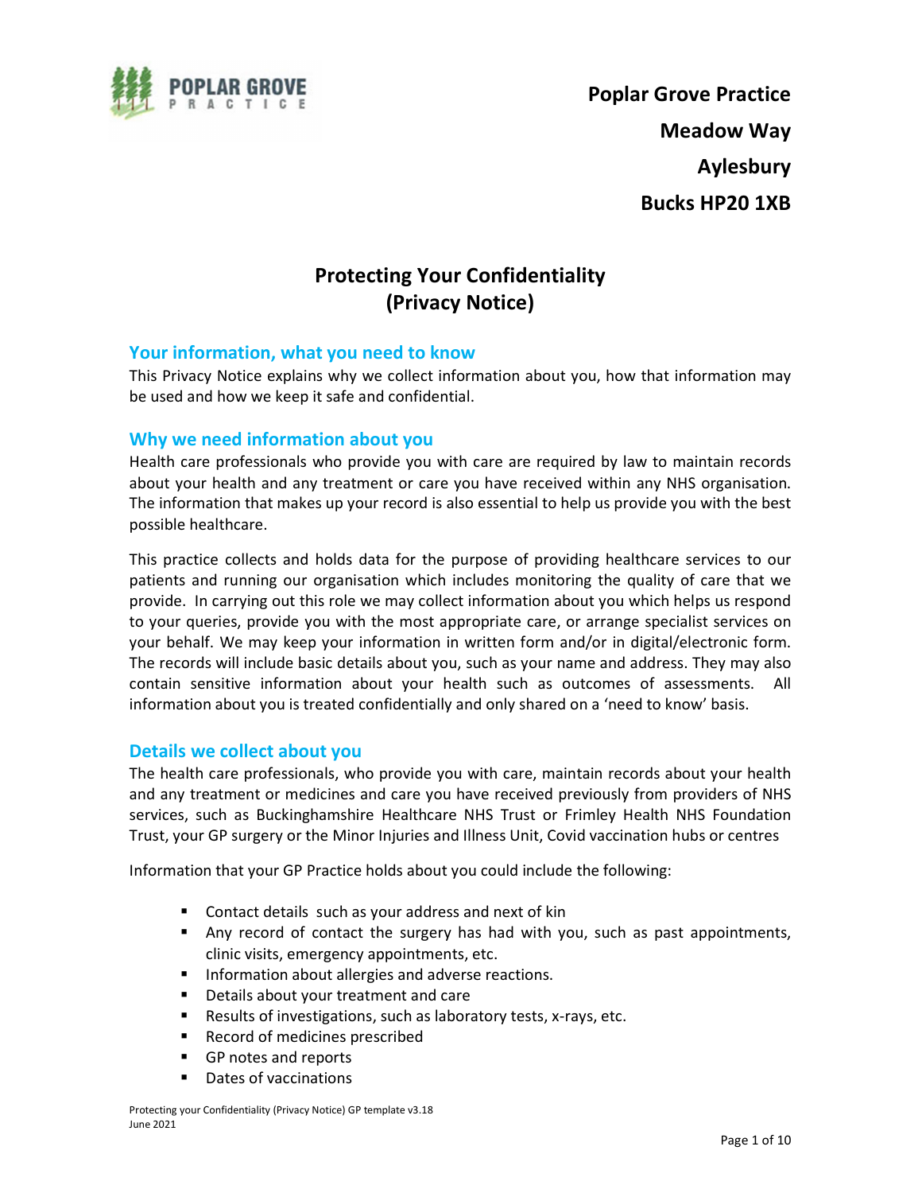**Poplar Grove Practice**
**Meadow Way**
**Aylesbury**
**Bucks HP20 1XB**

# Protecting Your Confidentiality (Privacy Notice)

## Your information, what you need to know

This Privacy Notice explains why we collect information about you, how that information may be used and how we keep it safe and confidential.

## Why we need information about you

Health care professionals who provide you with care are required by law to maintain records about your health and any treatment or care you have received within any NHS organisation. The information that makes up your record is also essential to help us provide you with the best possible healthcare.

This practice collects and holds data for the purpose of providing healthcare services to our patients and running our organisation which includes monitoring the quality of care that we provide. In carrying out this role we may collect information about you which helps us respond to your queries, provide you with the most appropriate care, or arrange specialist services on your behalf. We may keep your information in written form and/or in digital/electronic form. The records will include basic details about you, such as your name and address. They may also contain sensitive information about your health such as outcomes of assessments. All information about you is treated confidentially and only shared on a 'need to know' basis.

## Details we collect about you

The health care professionals, who provide you with care, maintain records about your health and any treatment or medicines and care you have received previously from providers of NHS services, such as Buckinghamshire Healthcare NHS Trust or Frimley Health NHS Foundation Trust, your GP surgery or the Minor Injuries and Illness Unit, Covid vaccination hubs or centres

Information that your GP Practice holds about you could include the following:

- Contact details such as your address and next of kin
- Any record of contact the surgery has had with you, such as past appointments, clinic visits, emergency appointments, etc.
- Information about allergies and adverse reactions.
- Details about your treatment and care
- Results of investigations, such as laboratory tests, x-rays, etc.
- Record of medicines prescribed
- GP notes and reports
- Dates of vaccinations

Protecting your Confidentiality (Privacy Notice) GP template v3.18
June 2021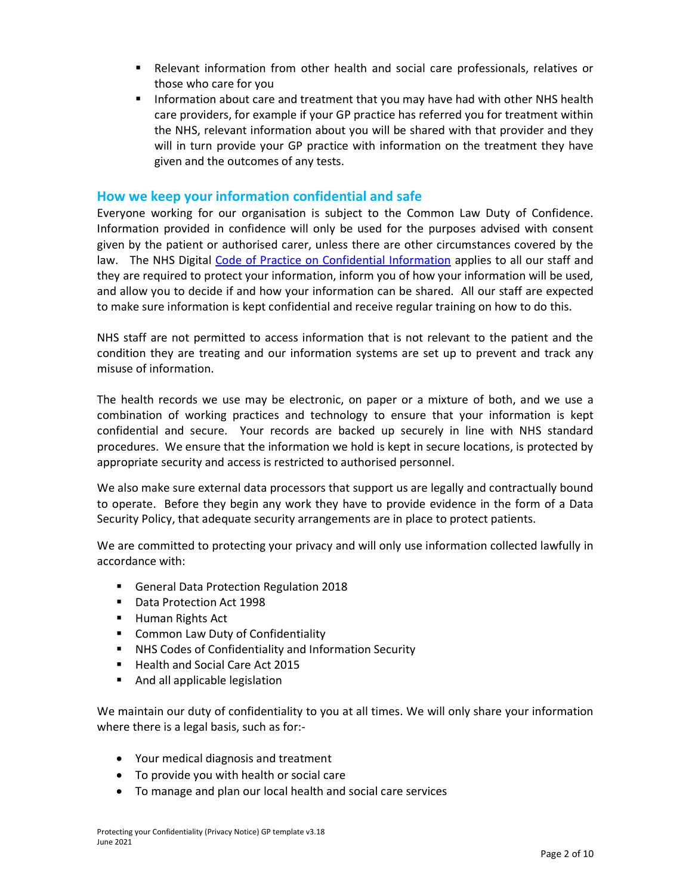- Relevant information from other health and social care professionals, relatives or those who care for you
- Information about care and treatment that you may have had with other NHS health care providers, for example if your GP practice has referred you for treatment within the NHS, relevant information about you will be shared with that provider and they will in turn provide your GP practice with information on the treatment they have given and the outcomes of any tests.

## How we keep your information confidential and safe

Everyone working for our organisation is subject to the Common Law Duty of Confidence. Information provided in confidence will only be used for the purposes advised with consent given by the patient or authorised carer, unless there are other circumstances covered by the law. The NHS Digital Code of Practice on Confidential Information applies to all our staff and they are required to protect your information, inform you of how your information will be used, and allow you to decide if and how your information can be shared. All our staff are expected to make sure information is kept confidential and receive regular training on how to do this.

NHS staff are not permitted to access information that is not relevant to the patient and the condition they are treating and our information systems are set up to prevent and track any misuse of information.

The health records we use may be electronic, on paper or a mixture of both, and we use a combination of working practices and technology to ensure that your information is kept confidential and secure. Your records are backed up securely in line with NHS standard procedures. We ensure that the information we hold is kept in secure locations, is protected by appropriate security and access is restricted to authorised personnel.

We also make sure external data processors that support us are legally and contractually bound to operate. Before they begin any work they have to provide evidence in the form of a Data Security Policy, that adequate security arrangements are in place to protect patients.

We are committed to protecting your privacy and will only use information collected lawfully in accordance with:

- General Data Protection Regulation 2018
- Data Protection Act 1998
- Human Rights Act
- Common Law Duty of Confidentiality
- NHS Codes of Confidentiality and Information Security
- Health and Social Care Act 2015
- And all applicable legislation

We maintain our duty of confidentiality to you at all times. We will only share your information where there is a legal basis, such as for:-

- Your medical diagnosis and treatment
- To provide you with health or social care
- To manage and plan our local health and social care services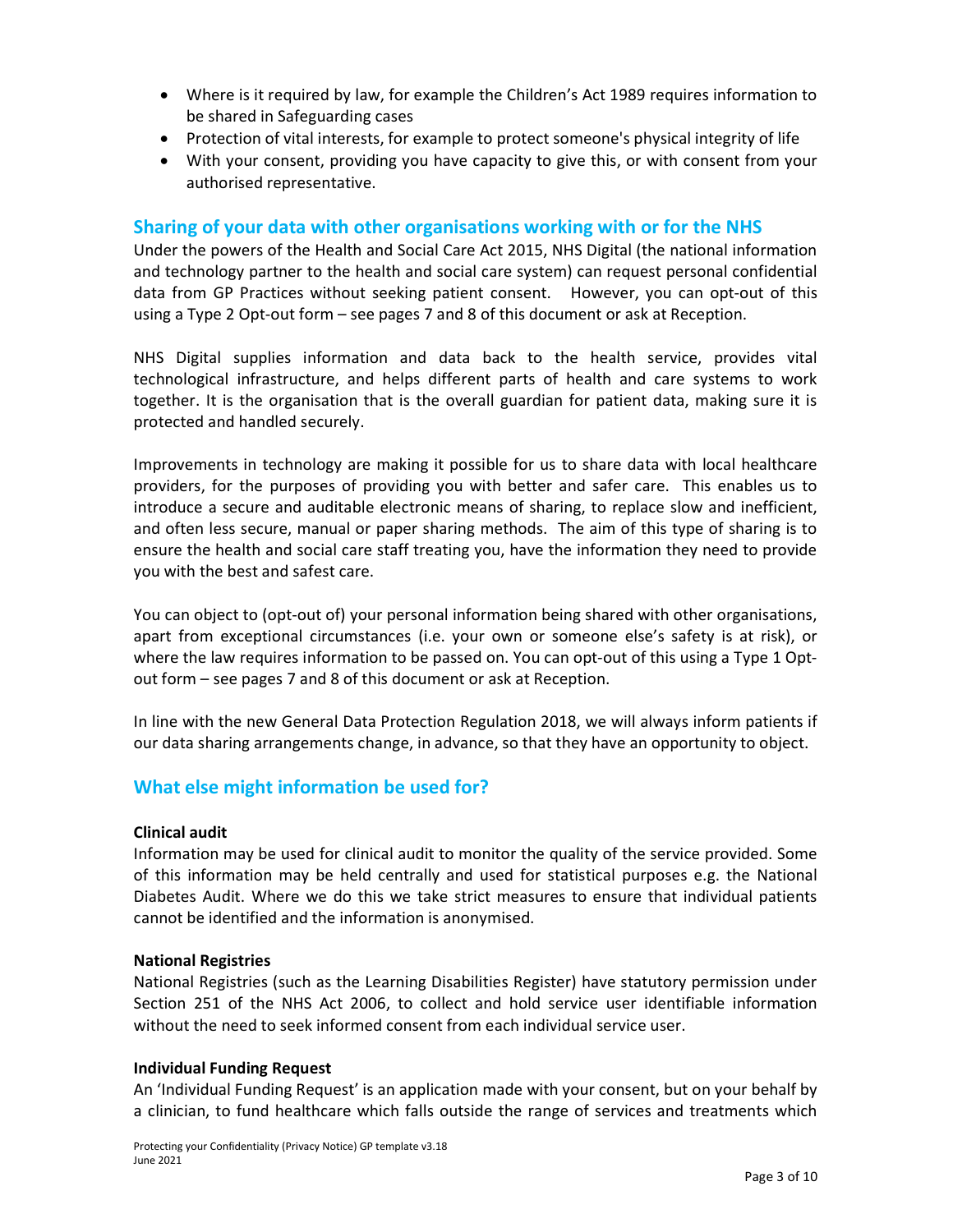- Where is it required by law, for example the Children's Act 1989 requires information to be shared in Safeguarding cases
- Protection of vital interests, for example to protect someone's physical integrity of life
- With your consent, providing you have capacity to give this, or with consent from your authorised representative.

## Sharing of your data with other organisations working with or for the NHS

Under the powers of the Health and Social Care Act 2015, NHS Digital (the national information and technology partner to the health and social care system) can request personal confidential data from GP Practices without seeking patient consent. However, you can opt-out of this using a Type 2 Opt-out form – see pages 7 and 8 of this document or ask at Reception.

NHS Digital supplies information and data back to the health service, provides vital technological infrastructure, and helps different parts of health and care systems to work together. It is the organisation that is the overall guardian for patient data, making sure it is protected and handled securely.

Improvements in technology are making it possible for us to share data with local healthcare providers, for the purposes of providing you with better and safer care. This enables us to introduce a secure and auditable electronic means of sharing, to replace slow and inefficient, and often less secure, manual or paper sharing methods. The aim of this type of sharing is to ensure the health and social care staff treating you, have the information they need to provide you with the best and safest care.

You can object to (opt-out of) your personal information being shared with other organisations, apart from exceptional circumstances (i.e. your own or someone else's safety is at risk), or where the law requires information to be passed on. You can opt-out of this using a Type 1 Opt-out form – see pages 7 and 8 of this document or ask at Reception.

In line with the new General Data Protection Regulation 2018, we will always inform patients if our data sharing arrangements change, in advance, so that they have an opportunity to object.

## What else might information be used for?

**Clinical audit**

Information may be used for clinical audit to monitor the quality of the service provided. Some of this information may be held centrally and used for statistical purposes e.g. the National Diabetes Audit. Where we do this we take strict measures to ensure that individual patients cannot be identified and the information is anonymised.

**National Registries**

National Registries (such as the Learning Disabilities Register) have statutory permission under Section 251 of the NHS Act 2006, to collect and hold service user identifiable information without the need to seek informed consent from each individual service user.

**Individual Funding Request**

An 'Individual Funding Request' is an application made with your consent, but on your behalf by a clinician, to fund healthcare which falls outside the range of services and treatments which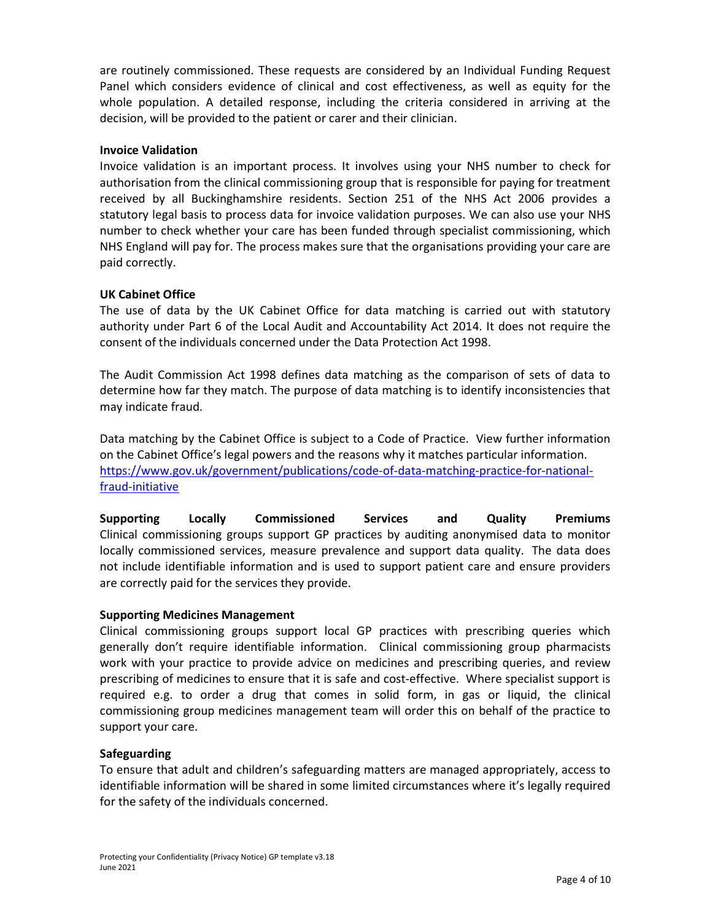are routinely commissioned. These requests are considered by an Individual Funding Request Panel which considers evidence of clinical and cost effectiveness, as well as equity for the whole population. A detailed response, including the criteria considered in arriving at the decision, will be provided to the patient or carer and their clinician.

**Invoice Validation**

Invoice validation is an important process. It involves using your NHS number to check for authorisation from the clinical commissioning group that is responsible for paying for treatment received by all Buckinghamshire residents. Section 251 of the NHS Act 2006 provides a statutory legal basis to process data for invoice validation purposes. We can also use your NHS number to check whether your care has been funded through specialist commissioning, which NHS England will pay for. The process makes sure that the organisations providing your care are paid correctly.

**UK Cabinet Office**

The use of data by the UK Cabinet Office for data matching is carried out with statutory authority under Part 6 of the Local Audit and Accountability Act 2014. It does not require the consent of the individuals concerned under the Data Protection Act 1998.

The Audit Commission Act 1998 defines data matching as the comparison of sets of data to determine how far they match. The purpose of data matching is to identify inconsistencies that may indicate fraud.

Data matching by the Cabinet Office is subject to a Code of Practice. View further information on the Cabinet Office's legal powers and the reasons why it matches particular information. [https://www.gov.uk/government/publications/code-of-data-matching-practice-for-national-fraud-initiative](https://www.gov.uk/government/publications/code-of-data-matching-practice-for-national-fraud-initiative)

**Supporting Locally Commissioned Services and Quality Premiums**

Clinical commissioning groups support GP practices by auditing anonymised data to monitor locally commissioned services, measure prevalence and support data quality. The data does not include identifiable information and is used to support patient care and ensure providers are correctly paid for the services they provide.

**Supporting Medicines Management**

Clinical commissioning groups support local GP practices with prescribing queries which generally don't require identifiable information. Clinical commissioning group pharmacists work with your practice to provide advice on medicines and prescribing queries, and review prescribing of medicines to ensure that it is safe and cost-effective. Where specialist support is required e.g. to order a drug that comes in solid form, in gas or liquid, the clinical commissioning group medicines management team will order this on behalf of the practice to support your care.

**Safeguarding**

To ensure that adult and children's safeguarding matters are managed appropriately, access to identifiable information will be shared in some limited circumstances where it's legally required for the safety of the individuals concerned.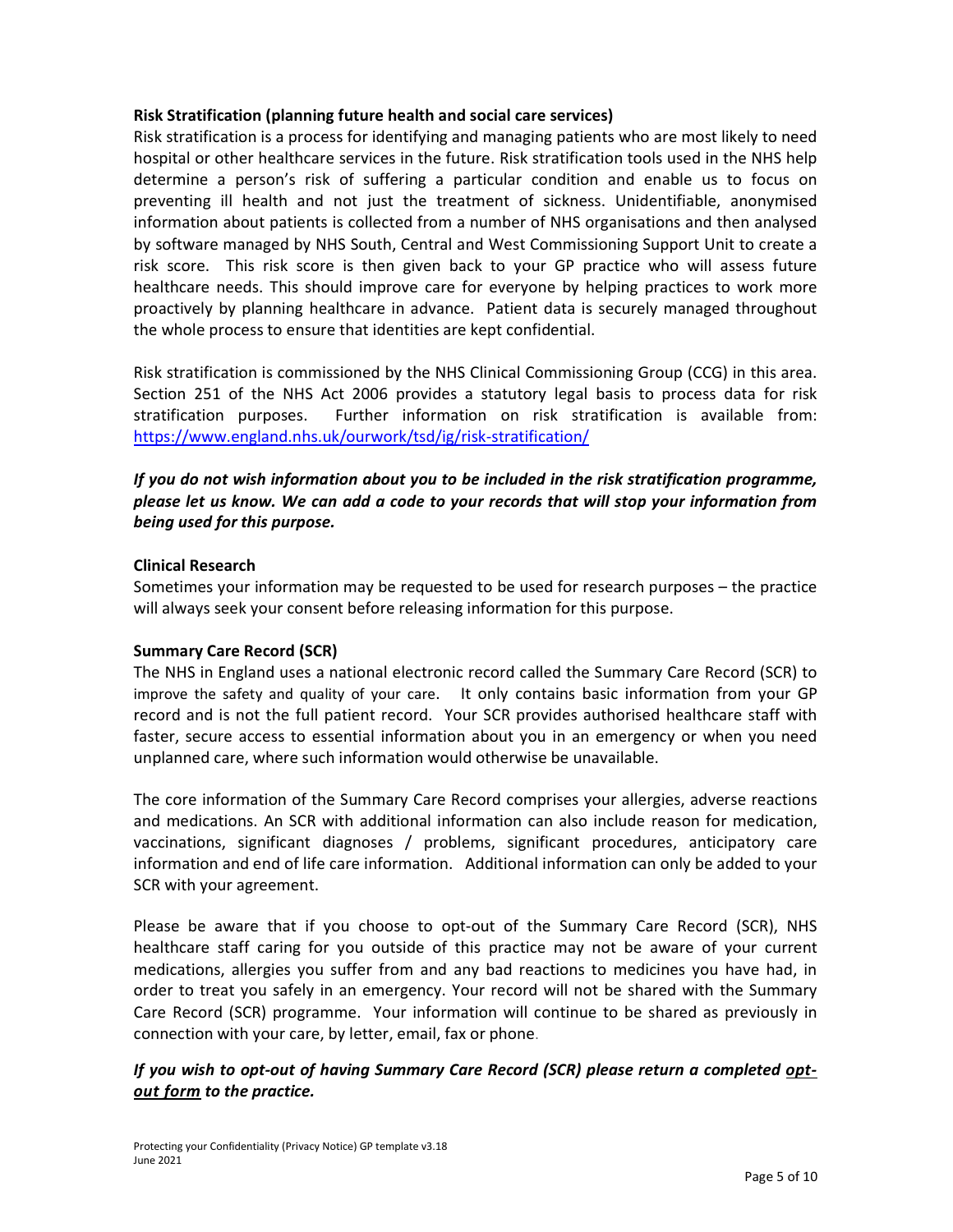**Risk Stratification (planning future health and social care services)**

Risk stratification is a process for identifying and managing patients who are most likely to need hospital or other healthcare services in the future. Risk stratification tools used in the NHS help determine a person's risk of suffering a particular condition and enable us to focus on preventing ill health and not just the treatment of sickness. Unidentifiable, anonymised information about patients is collected from a number of NHS organisations and then analysed by software managed by NHS South, Central and West Commissioning Support Unit to create a risk score. This risk score is then given back to your GP practice who will assess future healthcare needs. This should improve care for everyone by helping practices to work more proactively by planning healthcare in advance. Patient data is securely managed throughout the whole process to ensure that identities are kept confidential.

Risk stratification is commissioned by the NHS Clinical Commissioning Group (CCG) in this area. Section 251 of the NHS Act 2006 provides a statutory legal basis to process data for risk stratification purposes. Further information on risk stratification is available from: https://www.england.nhs.uk/ourwork/tsd/ig/risk-stratification/

***If you do not wish information about you to be included in the risk stratification programme, please let us know. We can add a code to your records that will stop your information from being used for this purpose.***

**Clinical Research**

Sometimes your information may be requested to be used for research purposes – the practice will always seek your consent before releasing information for this purpose.

**Summary Care Record (SCR)**

The NHS in England uses a national electronic record called the Summary Care Record (SCR) to improve the safety and quality of your care. It only contains basic information from your GP record and is not the full patient record. Your SCR provides authorised healthcare staff with faster, secure access to essential information about you in an emergency or when you need unplanned care, where such information would otherwise be unavailable.

The core information of the Summary Care Record comprises your allergies, adverse reactions and medications. An SCR with additional information can also include reason for medication, vaccinations, significant diagnoses / problems, significant procedures, anticipatory care information and end of life care information. Additional information can only be added to your SCR with your agreement.

Please be aware that if you choose to opt-out of the Summary Care Record (SCR), NHS healthcare staff caring for you outside of this practice may not be aware of your current medications, allergies you suffer from and any bad reactions to medicines you have had, in order to treat you safely in an emergency. Your record will not be shared with the Summary Care Record (SCR) programme. Your information will continue to be shared as previously in connection with your care, by letter, email, fax or phone.

***If you wish to opt-out of having Summary Care Record (SCR) please return a completed opt-out form to the practice.***

Protecting your Confidentiality (Privacy Notice) GP template v3.18
June 2021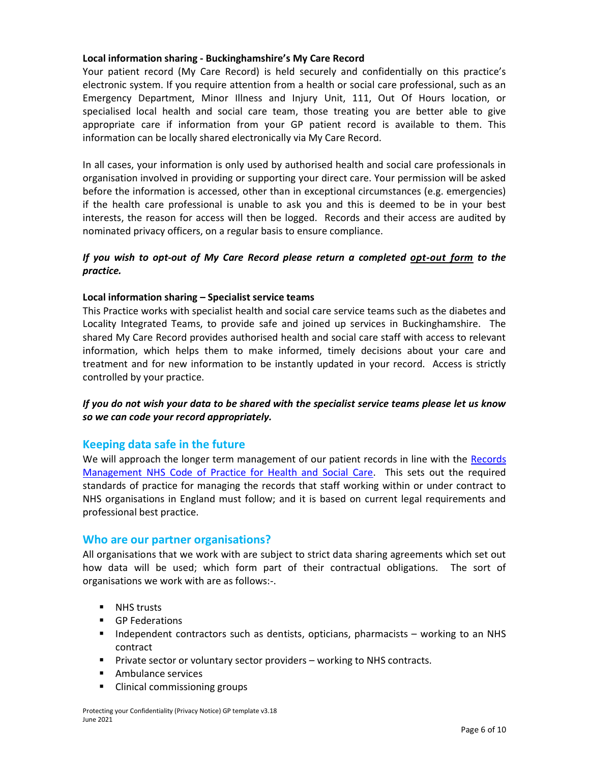**Local information sharing - Buckinghamshire's My Care Record**

Your patient record (My Care Record) is held securely and confidentially on this practice's electronic system. If you require attention from a health or social care professional, such as an Emergency Department, Minor Illness and Injury Unit, 111, Out Of Hours location, or specialised local health and social care team, those treating you are better able to give appropriate care if information from your GP patient record is available to them. This information can be locally shared electronically via My Care Record.

In all cases, your information is only used by authorised health and social care professionals in organisation involved in providing or supporting your direct care. Your permission will be asked before the information is accessed, other than in exceptional circumstances (e.g. emergencies) if the health care professional is unable to ask you and this is deemed to be in your best interests, the reason for access will then be logged. Records and their access are audited by nominated privacy officers, on a regular basis to ensure compliance.

***If you wish to opt-out of My Care Record please return a completed opt-out form to the practice.***

**Local information sharing – Specialist service teams**

This Practice works with specialist health and social care service teams such as the diabetes and Locality Integrated Teams, to provide safe and joined up services in Buckinghamshire. The shared My Care Record provides authorised health and social care staff with access to relevant information, which helps them to make informed, timely decisions about your care and treatment and for new information to be instantly updated in your record. Access is strictly controlled by your practice.

***If you do not wish your data to be shared with the specialist service teams please let us know so we can code your record appropriately.***

## Keeping data safe in the future

We will approach the longer term management of our patient records in line with the Records Management NHS Code of Practice for Health and Social Care. This sets out the required standards of practice for managing the records that staff working within or under contract to NHS organisations in England must follow; and it is based on current legal requirements and professional best practice.

## Who are our partner organisations?

All organisations that we work with are subject to strict data sharing agreements which set out how data will be used; which form part of their contractual obligations. The sort of organisations we work with are as follows:-.

- NHS trusts
- GP Federations
- Independent contractors such as dentists, opticians, pharmacists – working to an NHS contract
- Private sector or voluntary sector providers – working to NHS contracts.
- Ambulance services
- Clinical commissioning groups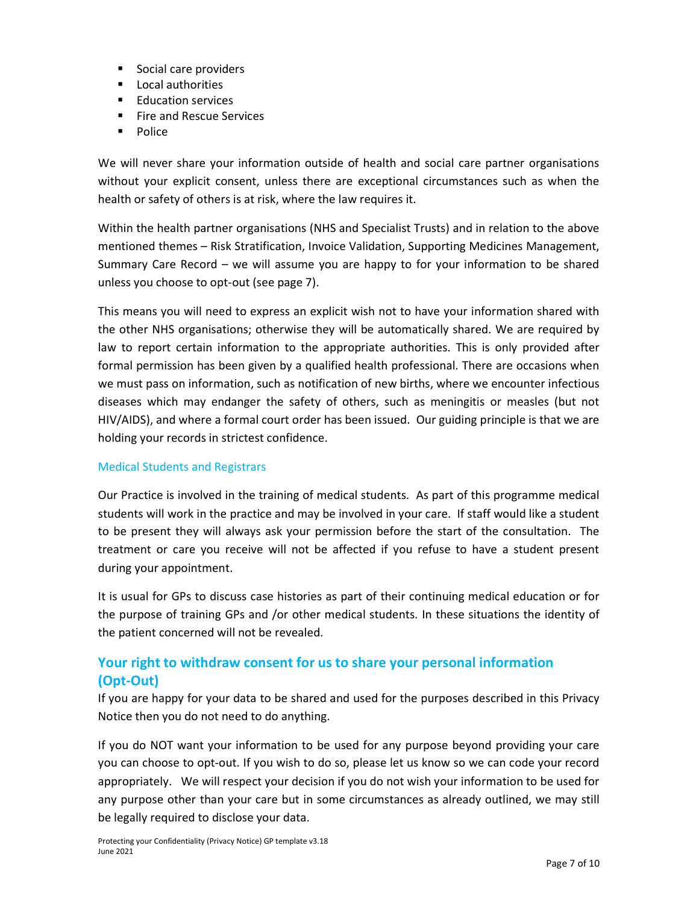- Social care providers
- Local authorities
- Education services
- Fire and Rescue Services
- Police

We will never share your information outside of health and social care partner organisations without your explicit consent, unless there are exceptional circumstances such as when the health or safety of others is at risk, where the law requires it.

Within the health partner organisations (NHS and Specialist Trusts) and in relation to the above mentioned themes – Risk Stratification, Invoice Validation, Supporting Medicines Management, Summary Care Record – we will assume you are happy to for your information to be shared unless you choose to opt-out (see page 7).

This means you will need to express an explicit wish not to have your information shared with the other NHS organisations; otherwise they will be automatically shared. We are required by law to report certain information to the appropriate authorities. This is only provided after formal permission has been given by a qualified health professional. There are occasions when we must pass on information, such as notification of new births, where we encounter infectious diseases which may endanger the safety of others, such as meningitis or measles (but not HIV/AIDS), and where a formal court order has been issued. Our guiding principle is that we are holding your records in strictest confidence.

### Medical Students and Registrars

Our Practice is involved in the training of medical students. As part of this programme medical students will work in the practice and may be involved in your care. If staff would like a student to be present they will always ask your permission before the start of the consultation. The treatment or care you receive will not be affected if you refuse to have a student present during your appointment.

It is usual for GPs to discuss case histories as part of their continuing medical education or for the purpose of training GPs and /or other medical students. In these situations the identity of the patient concerned will not be revealed.

## Your right to withdraw consent for us to share your personal information (Opt-Out)

If you are happy for your data to be shared and used for the purposes described in this Privacy Notice then you do not need to do anything.

If you do NOT want your information to be used for any purpose beyond providing your care you can choose to opt-out. If you wish to do so, please let us know so we can code your record appropriately. We will respect your decision if you do not wish your information to be used for any purpose other than your care but in some circumstances as already outlined, we may still be legally required to disclose your data.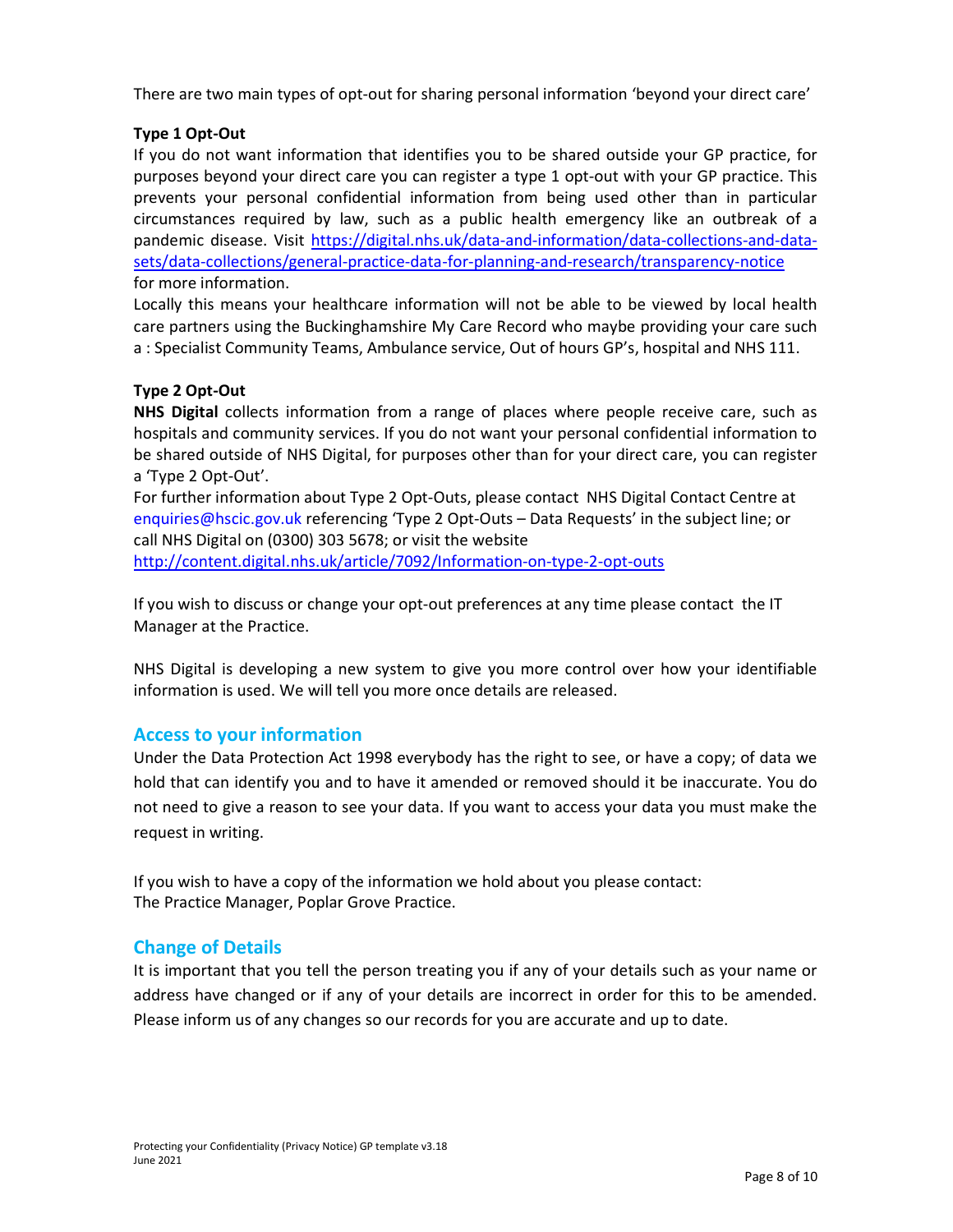There are two main types of opt-out for sharing personal information 'beyond your direct care'

**Type 1 Opt-Out**

If you do not want information that identifies you to be shared outside your GP practice, for purposes beyond your direct care you can register a type 1 opt-out with your GP practice. This prevents your personal confidential information from being used other than in particular circumstances required by law, such as a public health emergency like an outbreak of a pandemic disease. Visit [https://digital.nhs.uk/data-and-information/data-collections-and-data-sets/data-collections/general-practice-data-for-planning-and-research/transparency-notice](https://digital.nhs.uk/data-and-information/data-collections-and-data-sets/data-collections/general-practice-data-for-planning-and-research/transparency-notice) for more information.

Locally this means your healthcare information will not be able to be viewed by local health care partners using the Buckinghamshire My Care Record who maybe providing your care such a : Specialist Community Teams, Ambulance service, Out of hours GP's, hospital and NHS 111.

**Type 2 Opt-Out**

**NHS Digital** collects information from a range of places where people receive care, such as hospitals and community services. If you do not want your personal confidential information to be shared outside of NHS Digital, for purposes other than for your direct care, you can register a 'Type 2 Opt-Out'.

For further information about Type 2 Opt-Outs, please contact NHS Digital Contact Centre at enquiries@hscic.gov.uk referencing 'Type 2 Opt-Outs – Data Requests' in the subject line; or call NHS Digital on (0300) 303 5678; or visit the website [http://content.digital.nhs.uk/article/7092/Information-on-type-2-opt-outs](http://content.digital.nhs.uk/article/7092/Information-on-type-2-opt-outs)

If you wish to discuss or change your opt-out preferences at any time please contact the IT Manager at the Practice.

NHS Digital is developing a new system to give you more control over how your identifiable information is used. We will tell you more once details are released.

## Access to your information

Under the Data Protection Act 1998 everybody has the right to see, or have a copy; of data we hold that can identify you and to have it amended or removed should it be inaccurate. You do not need to give a reason to see your data. If you want to access your data you must make the request in writing.

If you wish to have a copy of the information we hold about you please contact:
The Practice Manager, Poplar Grove Practice.

## Change of Details

It is important that you tell the person treating you if any of your details such as your name or address have changed or if any of your details are incorrect in order for this to be amended. Please inform us of any changes so our records for you are accurate and up to date.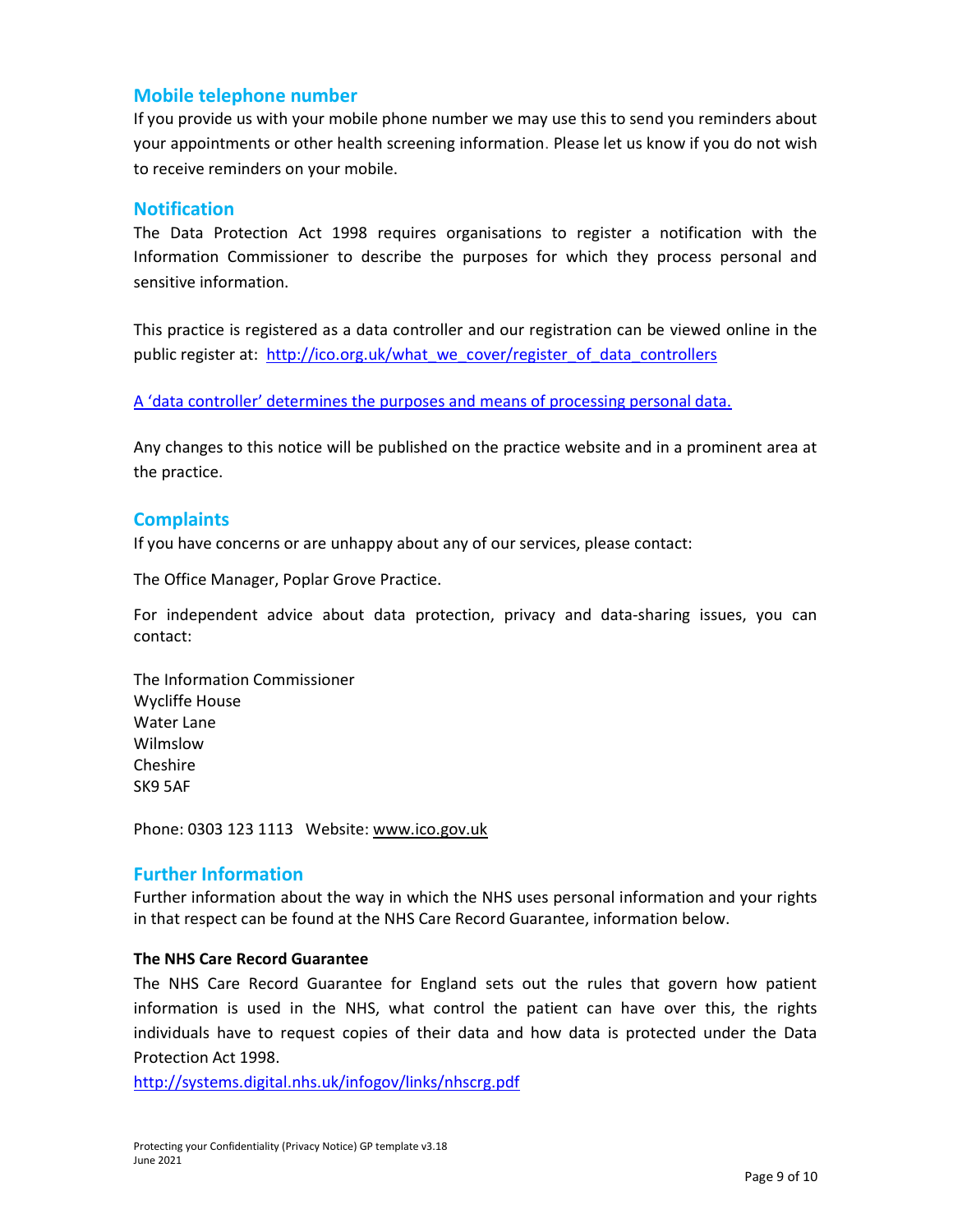## Mobile telephone number

If you provide us with your mobile phone number we may use this to send you reminders about your appointments or other health screening information. Please let us know if you do not wish to receive reminders on your mobile.

## Notification

The Data Protection Act 1998 requires organisations to register a notification with the Information Commissioner to describe the purposes for which they process personal and sensitive information.

This practice is registered as a data controller and our registration can be viewed online in the public register at: [http://ico.org.uk/what_we_cover/register_of_data_controllers](http://ico.org.uk/what_we_cover/register_of_data_controllers)

A 'data controller' determines the purposes and means of processing personal data.

Any changes to this notice will be published on the practice website and in a prominent area at the practice.

## Complaints

If you have concerns or are unhappy about any of our services, please contact:

The Office Manager, Poplar Grove Practice.

For independent advice about data protection, privacy and data-sharing issues, you can contact:

The Information Commissioner
Wycliffe House
Water Lane
Wilmslow
Cheshire
SK9 5AF

Phone: 0303 123 1113 Website: www.ico.gov.uk

## Further Information

Further information about the way in which the NHS uses personal information and your rights in that respect can be found at the NHS Care Record Guarantee, information below.

**The NHS Care Record Guarantee**

The NHS Care Record Guarantee for England sets out the rules that govern how patient information is used in the NHS, what control the patient can have over this, the rights individuals have to request copies of their data and how data is protected under the Data Protection Act 1998.

[http://systems.digital.nhs.uk/infogov/links/nhscrg.pdf](http://systems.digital.nhs.uk/infogov/links/nhscrg.pdf)

Protecting your Confidentiality (Privacy Notice) GP template v3.18
June 2021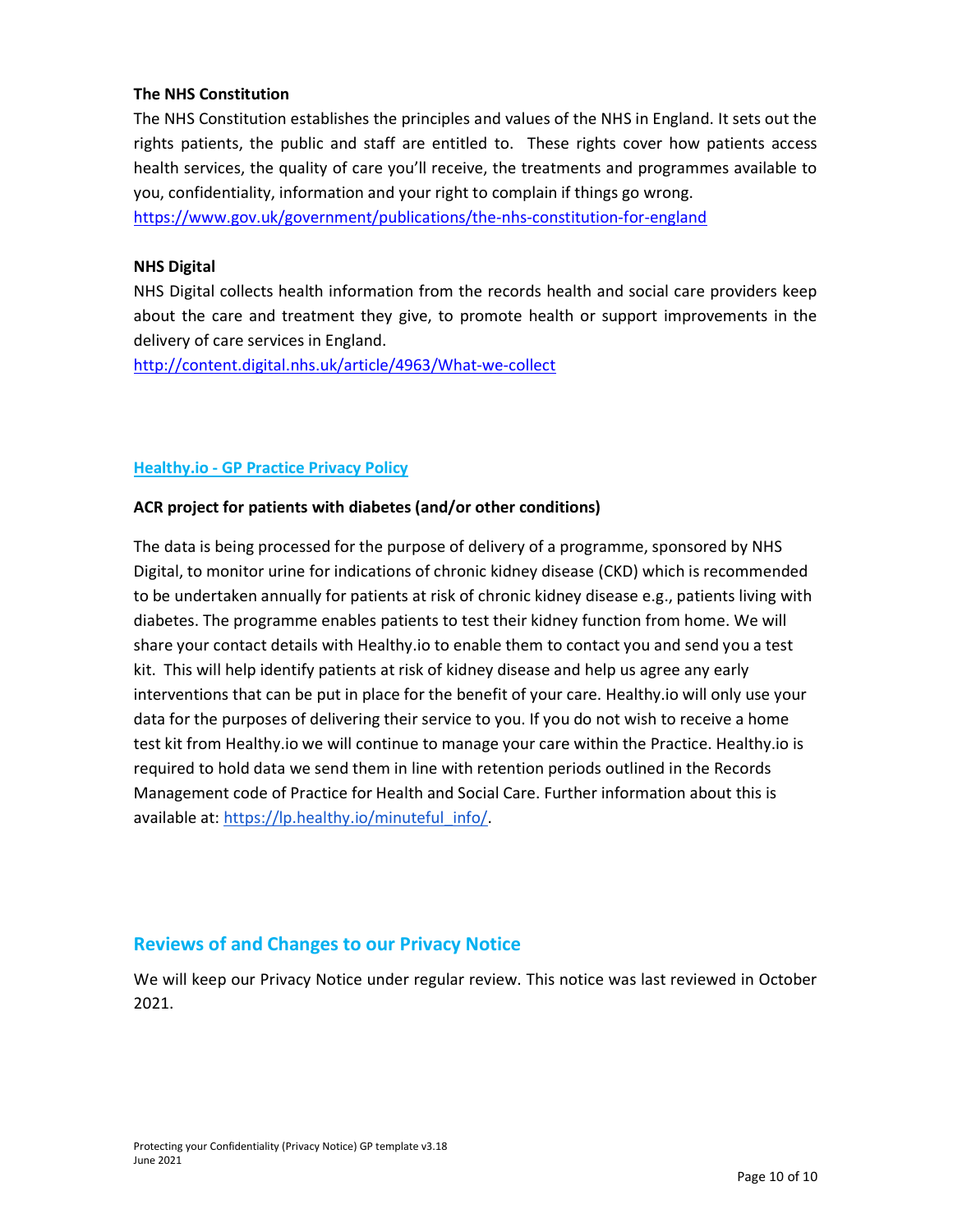**The NHS Constitution**

The NHS Constitution establishes the principles and values of the NHS in England. It sets out the rights patients, the public and staff are entitled to. These rights cover how patients access health services, the quality of care you'll receive, the treatments and programmes available to you, confidentiality, information and your right to complain if things go wrong.
https://www.gov.uk/government/publications/the-nhs-constitution-for-england

**NHS Digital**

NHS Digital collects health information from the records health and social care providers keep about the care and treatment they give, to promote health or support improvements in the delivery of care services in England.
http://content.digital.nhs.uk/article/4963/What-we-collect

**Healthy.io - GP Practice Privacy Policy**

**ACR project for patients with diabetes (and/or other conditions)**

The data is being processed for the purpose of delivery of a programme, sponsored by NHS Digital, to monitor urine for indications of chronic kidney disease (CKD) which is recommended to be undertaken annually for patients at risk of chronic kidney disease e.g., patients living with diabetes. The programme enables patients to test their kidney function from home. We will share your contact details with Healthy.io to enable them to contact you and send you a test kit. This will help identify patients at risk of kidney disease and help us agree any early interventions that can be put in place for the benefit of your care. Healthy.io will only use your data for the purposes of delivering their service to you. If you do not wish to receive a home test kit from Healthy.io we will continue to manage your care within the Practice. Healthy.io is required to hold data we send them in line with retention periods outlined in the Records Management code of Practice for Health and Social Care. Further information about this is available at: https://lp.healthy.io/minuteful_info/.

## Reviews of and Changes to our Privacy Notice

We will keep our Privacy Notice under regular review. This notice was last reviewed in October 2021.